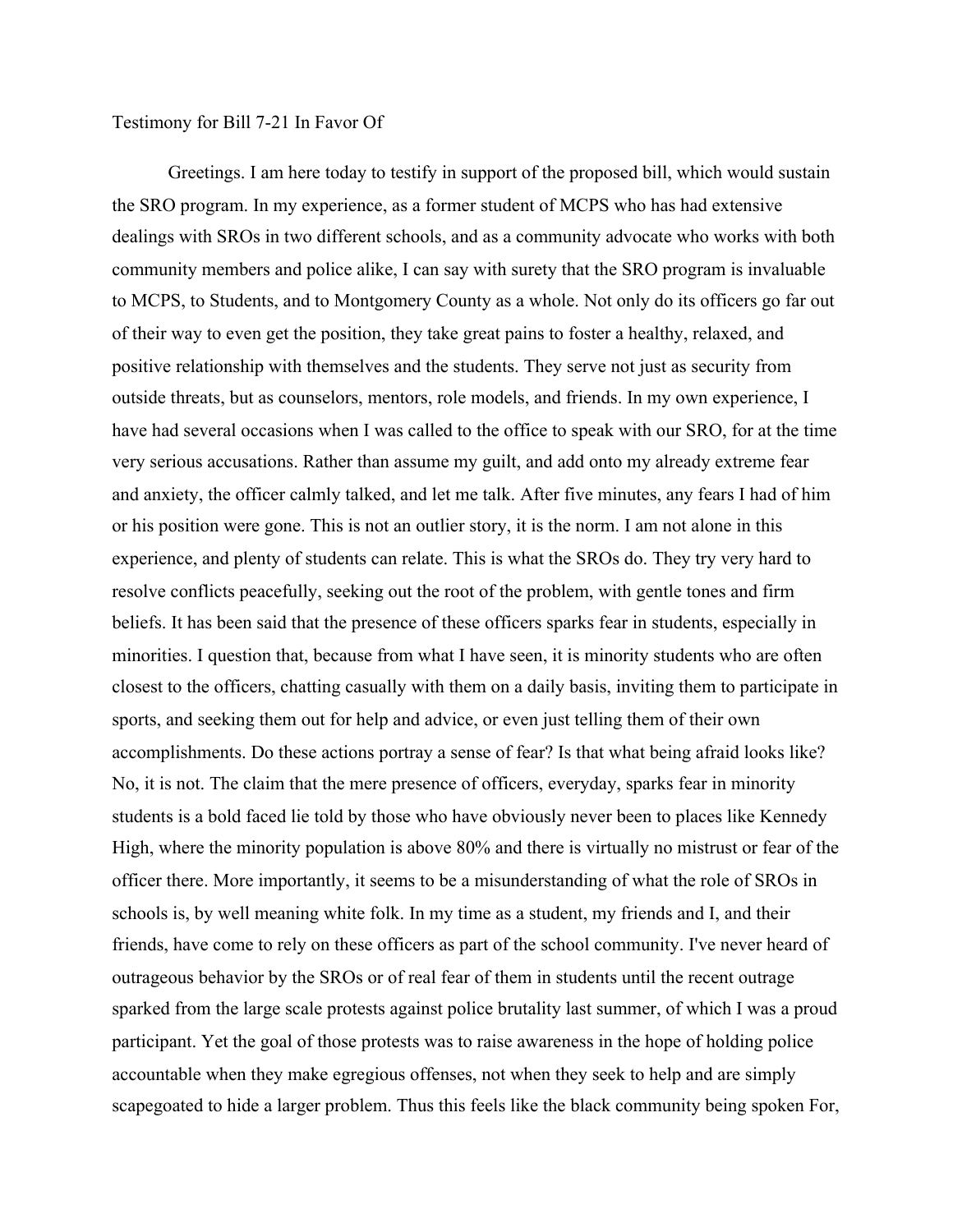Testimony for Bill 7-21 In Favor Of

Greetings. I am here today to testify in support of the proposed bill, which would sustain the SRO program. In my experience, as a former student of MCPS who has had extensive dealings with SROs in two different schools, and as a community advocate who works with both community members and police alike, I can say with surety that the SRO program is invaluable to MCPS, to Students, and to Montgomery County as a whole. Not only do its officers go far out of their way to even get the position, they take great pains to foster a healthy, relaxed, and positive relationship with themselves and the students. They serve not just as security from outside threats, but as counselors, mentors, role models, and friends. In my own experience, I have had several occasions when I was called to the office to speak with our SRO, for at the time very serious accusations. Rather than assume my guilt, and add onto my already extreme fear and anxiety, the officer calmly talked, and let me talk. After five minutes, any fears I had of him or his position were gone. This is not an outlier story, it is the norm. I am not alone in this experience, and plenty of students can relate. This is what the SROs do. They try very hard to resolve conflicts peacefully, seeking out the root of the problem, with gentle tones and firm beliefs. It has been said that the presence of these officers sparks fear in students, especially in minorities. I question that, because from what I have seen, it is minority students who are often closest to the officers, chatting casually with them on a daily basis, inviting them to participate in sports, and seeking them out for help and advice, or even just telling them of their own accomplishments. Do these actions portray a sense of fear? Is that what being afraid looks like? No, it is not. The claim that the mere presence of officers, everyday, sparks fear in minority students is a bold faced lie told by those who have obviously never been to places like Kennedy High, where the minority population is above 80% and there is virtually no mistrust or fear of the officer there. More importantly, it seems to be a misunderstanding of what the role of SROs in schools is, by well meaning white folk. In my time as a student, my friends and I, and their friends, have come to rely on these officers as part of the school community. I've never heard of outrageous behavior by the SROs or of real fear of them in students until the recent outrage sparked from the large scale protests against police brutality last summer, of which I was a proud participant. Yet the goal of those protests was to raise awareness in the hope of holding police accountable when they make egregious offenses, not when they seek to help and are simply scapegoated to hide a larger problem. Thus this feels like the black community being spoken For,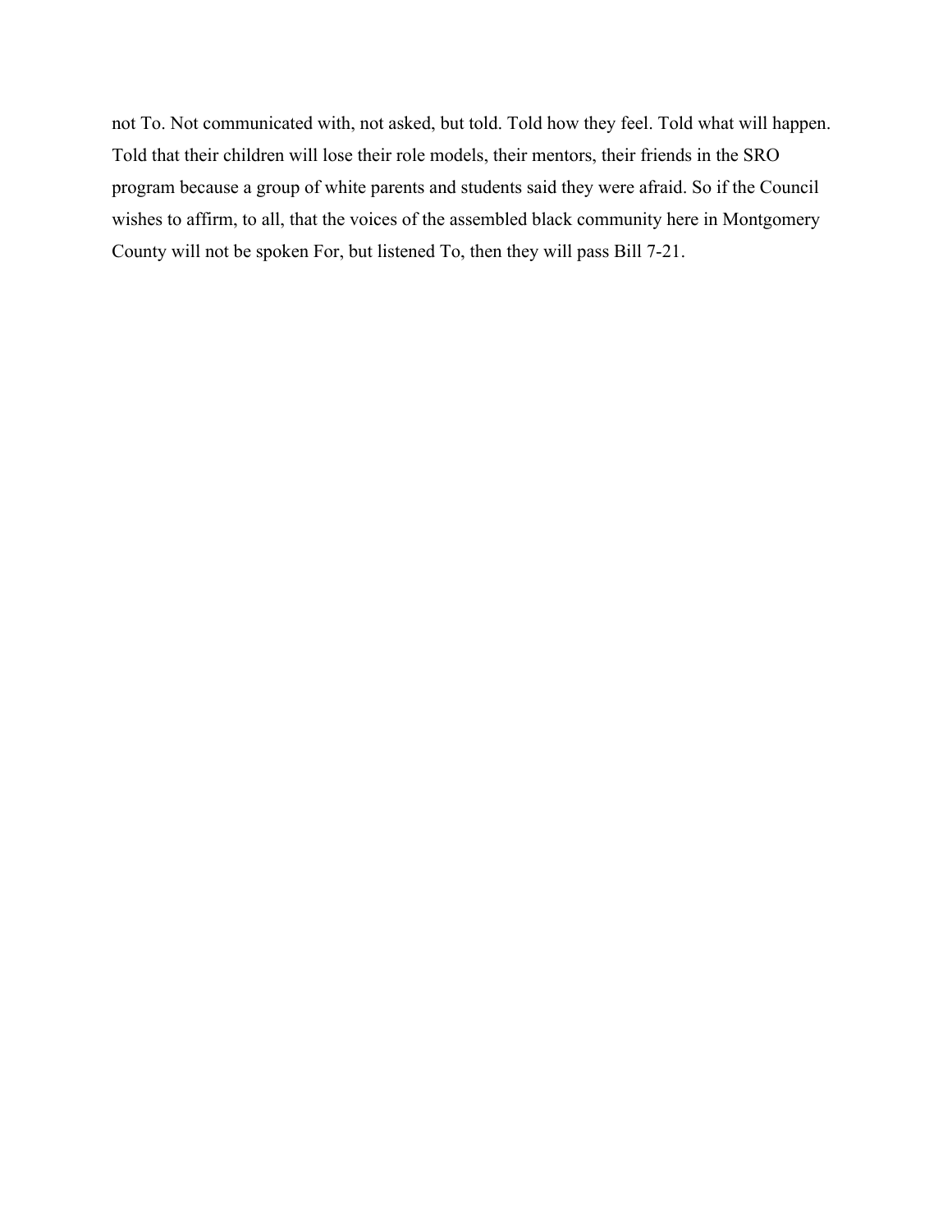not To. Not communicated with, not asked, but told. Told how they feel. Told what will happen. Told that their children will lose their role models, their mentors, their friends in the SRO program because a group of white parents and students said they were afraid. So if the Council wishes to affirm, to all, that the voices of the assembled black community here in Montgomery County will not be spoken For, but listened To, then they will pass Bill 7-21.